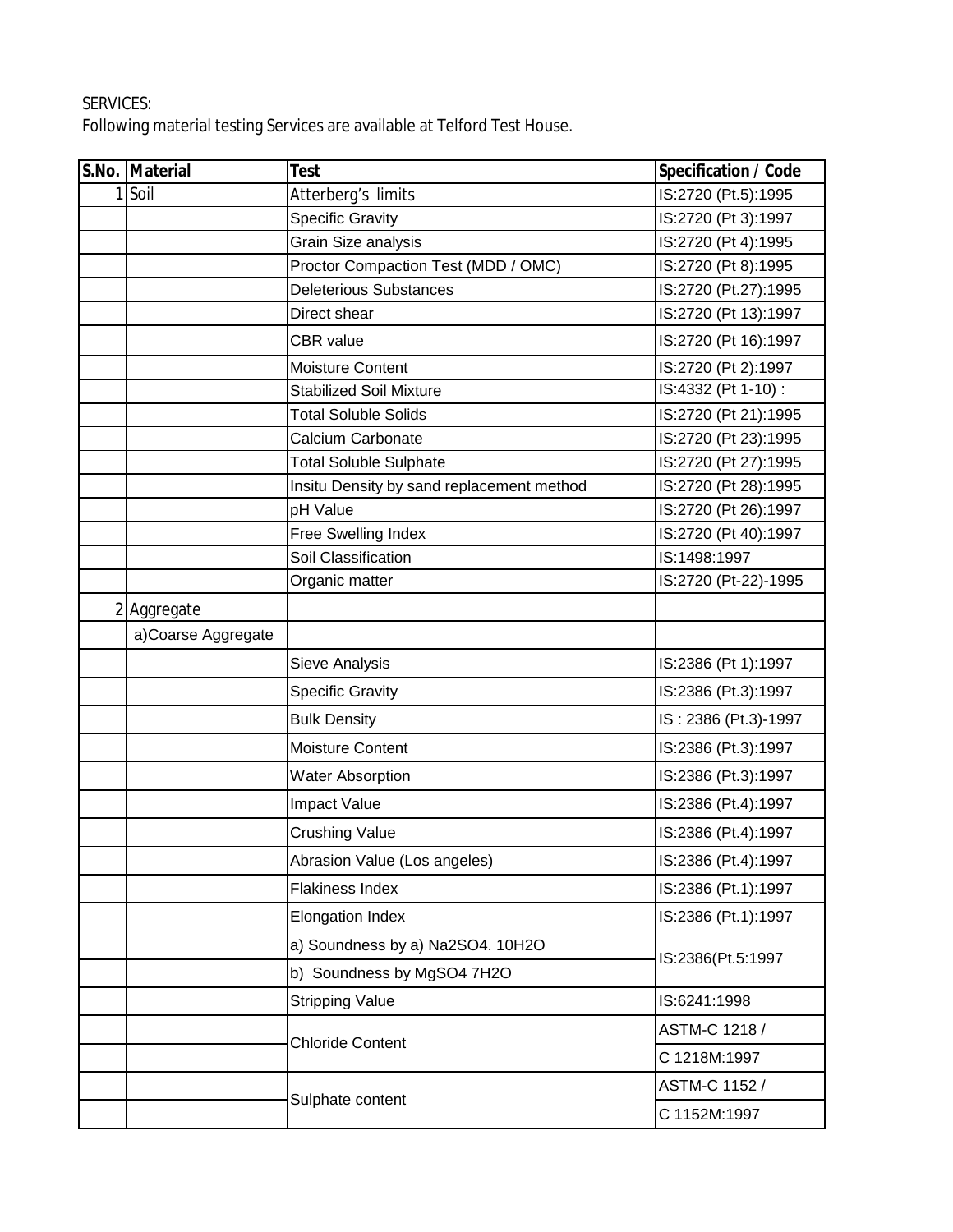SERVICES:

Following material testing Services are available at Telford Test House.

| S.No. | Material | Test | Specification / Code |
|---|---|---|---|
| 1 | Soil | Atterberg's limits | IS:2720 (Pt.5):1995 |
| | | Specific Gravity | IS:2720 (Pt 3):1997 |
| | | Grain Size analysis | IS:2720 (Pt 4):1995 |
| | | Proctor Compaction Test (MDD / OMC) | IS:2720 (Pt 8):1995 |
| | | Deleterious Substances | IS:2720 (Pt.27):1995 |
| | | Direct shear | IS:2720 (Pt 13):1997 |
| | | CBR value | IS:2720 (Pt 16):1997 |
| | | Moisture Content | IS:2720 (Pt 2):1997 |
| | | Stabilized Soil Mixture | IS:4332 (Pt 1-10) : |
| | | Total Soluble Solids | IS:2720 (Pt 21):1995 |
| | | Calcium Carbonate | IS:2720 (Pt 23):1995 |
| | | Total Soluble Sulphate | IS:2720 (Pt 27):1995 |
| | | Insitu Density by sand replacement method | IS:2720 (Pt 28):1995 |
| | | pH Value | IS:2720 (Pt 26):1997 |
| | | Free Swelling Index | IS:2720 (Pt 40):1997 |
| | | Soil Classification | IS:1498:1997 |
| | | Organic matter | IS:2720 (Pt-22)-1995 |
| 2 | Aggregate | | |
| | a)Coarse Aggregate | | |
| | | Sieve Analysis | IS:2386 (Pt 1):1997 |
| | | Specific Gravity | IS:2386 (Pt.3):1997 |
| | | Bulk Density | IS : 2386 (Pt.3)-1997 |
| | | Moisture Content | IS:2386 (Pt.3):1997 |
| | | Water Absorption | IS:2386 (Pt.3):1997 |
| | | Impact Value | IS:2386 (Pt.4):1997 |
| | | Crushing Value | IS:2386 (Pt.4):1997 |
| | | Abrasion Value (Los angeles) | IS:2386 (Pt.4):1997 |
| | | Flakiness Index | IS:2386 (Pt.1):1997 |
| | | Elongation Index | IS:2386 (Pt.1):1997 |
| | | a) Soundness by a) $Na_2SO_4 \cdot 10H_2O$ | IS:2386(Pt.5:1997 |
| | | b) Soundness by $MgSO_4$ $7H_2O$ | |
| | | Stripping Value | IS:6241:1998 |
| | | Chloride Content | ASTM-C 1218 / C 1218M:1997 |
| | | Sulphate content | ASTM-C 1152 / C 1152M:1997 |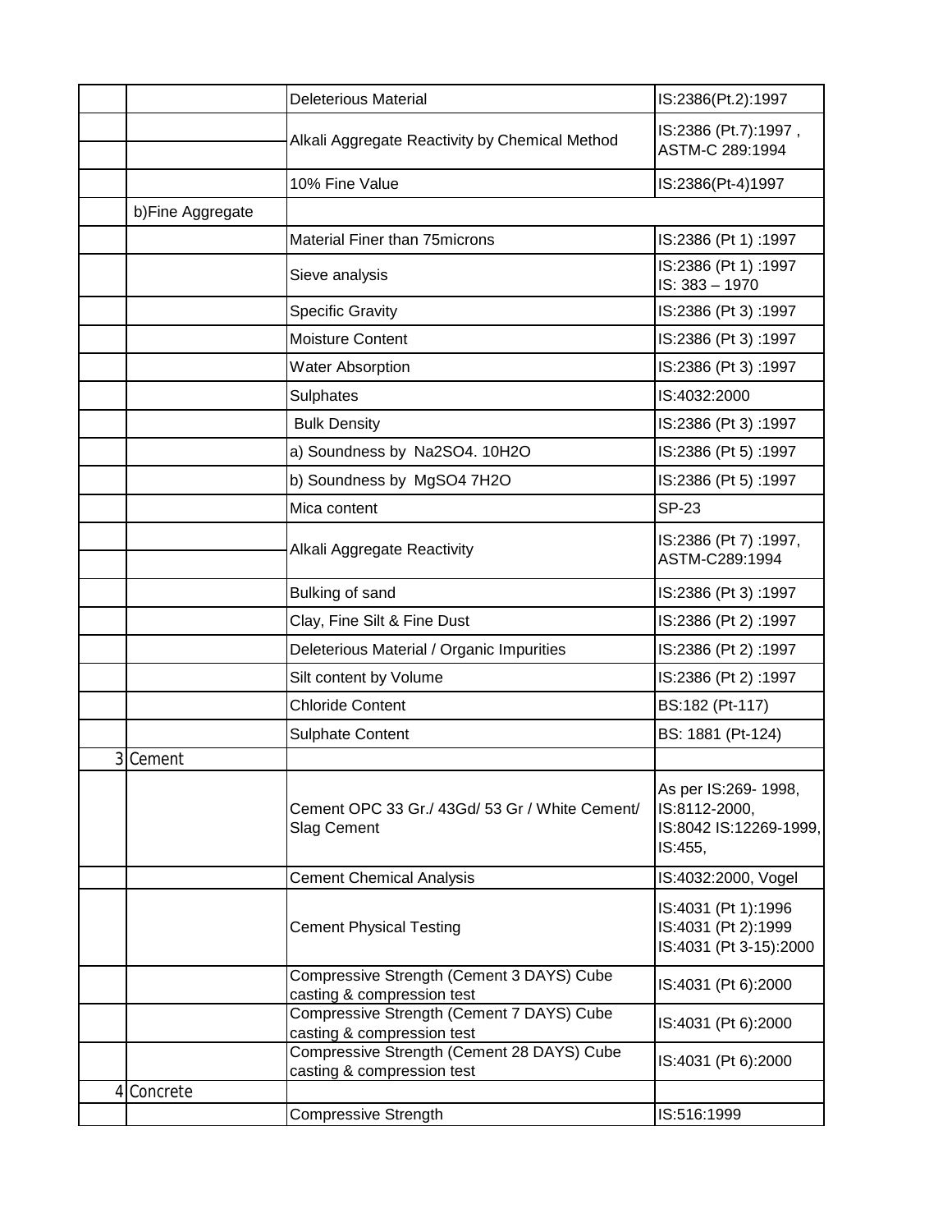| | | | |
|---|---|---|---|
| | | Deleterious Material | IS:2386(Pt.2):1997 |
| | | Alkali Aggregate Reactivity by Chemical Method | IS:2386 (Pt.7):1997 , ASTM-C 289:1994 |
| | | 10% Fine Value | IS:2386(Pt-4)1997 |
| | b)Fine Aggregate | | |
| | | Material Finer than 75microns | IS:2386 (Pt 1) :1997 |
| | | Sieve analysis | IS:2386 (Pt 1) :1997 IS: 383 – 1970 |
| | | Specific Gravity | IS:2386 (Pt 3) :1997 |
| | | Moisture Content | IS:2386 (Pt 3) :1997 |
| | | Water Absorption | IS:2386 (Pt 3) :1997 |
| | | Sulphates | IS:4032:2000 |
| | | Bulk Density | IS:2386 (Pt 3) :1997 |
| | | a) Soundness by $Na_2SO_4 . 10H_2O$ | IS:2386 (Pt 5) :1997 |
| | | b) Soundness by $MgSO_4 7H_2O$ | IS:2386 (Pt 5) :1997 |
| | | Mica content | SP-23 |
| | | Alkali Aggregate Reactivity | IS:2386 (Pt 7) :1997, ASTM-C289:1994 |
| | | Bulking of sand | IS:2386 (Pt 3) :1997 |
| | | Clay, Fine Silt & Fine Dust | IS:2386 (Pt 2) :1997 |
| | | Deleterious Material / Organic Impurities | IS:2386 (Pt 2) :1997 |
| | | Silt content by Volume | IS:2386 (Pt 2) :1997 |
| | | Chloride Content | BS:182 (Pt-117) |
| | | Sulphate Content | BS: 1881 (Pt-124) |
| 3 | Cement | | |
| | | Cement OPC 33 Gr./ 43Gd/ 53 Gr / White Cement/ Slag Cement | As per IS:269- 1998, IS:8112-2000, IS:8042 IS:12269-1999, IS:455, |
| | | Cement Chemical Analysis | IS:4032:2000, Vogel |
| | | Cement Physical Testing | IS:4031 (Pt 1):1996 IS:4031 (Pt 2):1999 IS:4031 (Pt 3-15):2000 |
| | | Compressive Strength (Cement 3 DAYS) Cube casting & compression test | IS:4031 (Pt 6):2000 |
| | | Compressive Strength (Cement 7 DAYS) Cube casting & compression test | IS:4031 (Pt 6):2000 |
| | | Compressive Strength (Cement 28 DAYS) Cube casting & compression test | IS:4031 (Pt 6):2000 |
| 4 | Concrete | | |
| | | Compressive Strength | IS:516:1999 |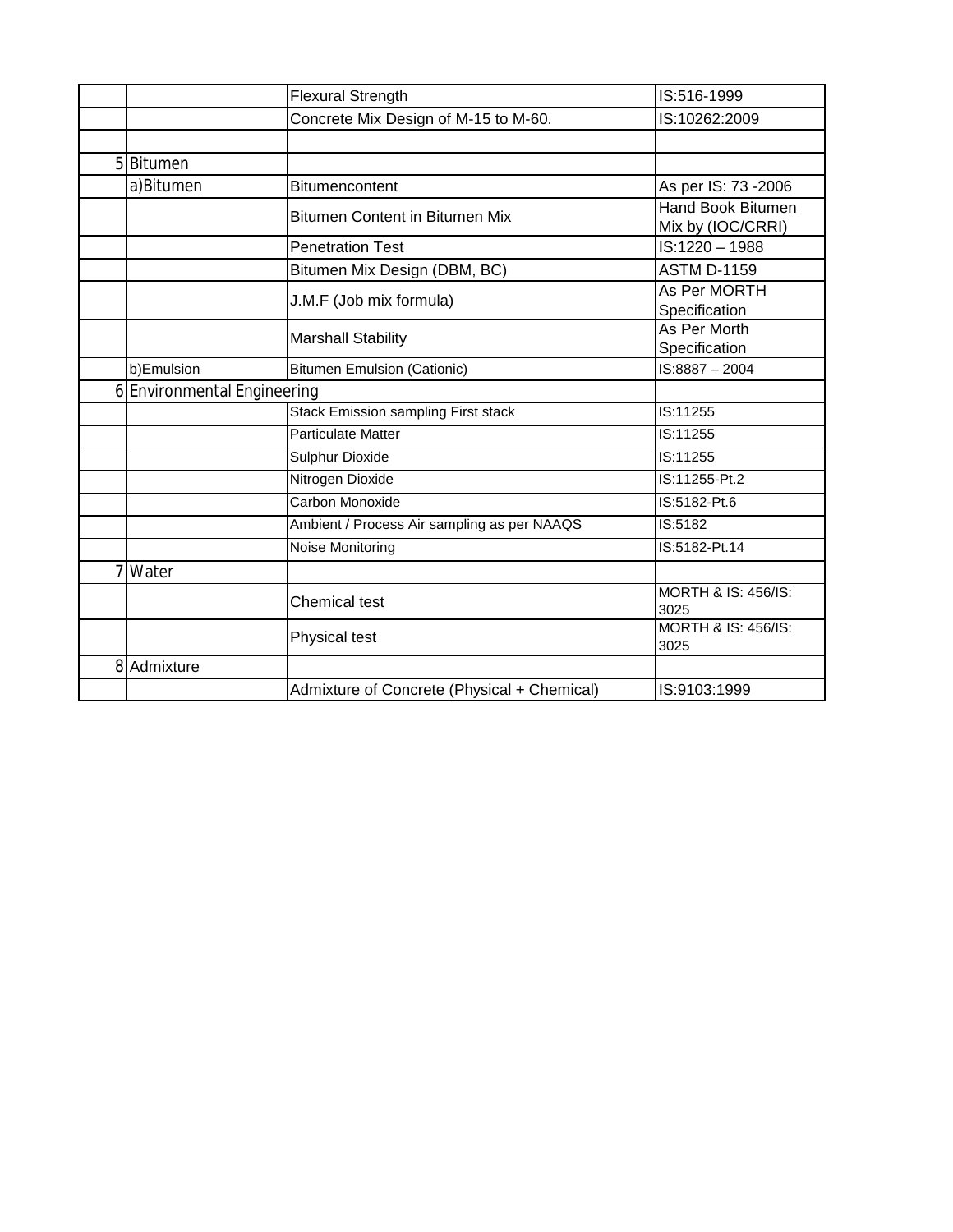| | | | |
|---|---|---|---|
| | | Flexural Strength | IS:516-1999 |
| | | Concrete Mix Design of M-15 to M-60. | IS:10262:2009 |
| | | | |
| 5 | Bitumen | | |
| | a)Bitumen | Bitumencontent | As per IS: 73 -2006 |
| | | Bitumen Content in Bitumen Mix | Hand Book Bitumen Mix by (IOC/CRRI) |
| | | Penetration Test | IS:1220 – 1988 |
| | | Bitumen Mix Design (DBM, BC) | ASTM D-1159 |
| | | J.M.F (Job mix formula) | As Per MORTH Specification |
| | | Marshall Stability | As Per Morth Specification |
| | b)Emulsion | Bitumen Emulsion (Cationic) | IS:8887 – 2004 |
| 6 | Environmental Engineering | | |
| | | Stack Emission sampling First stack | IS:11255 |
| | | Particulate Matter | IS:11255 |
| | | Sulphur Dioxide | IS:11255 |
| | | Nitrogen Dioxide | IS:11255-Pt.2 |
| | | Carbon Monoxide | IS:5182-Pt.6 |
| | | Ambient / Process Air sampling as per NAAQS | IS:5182 |
| | | Noise Monitoring | IS:5182-Pt.14 |
| 7 | Water | | |
| | | Chemical test | MORTH & IS: 456/IS: 3025 |
| | | Physical test | MORTH & IS: 456/IS: 3025 |
| 8 | Admixture | | |
| | | Admixture of Concrete (Physical + Chemical) | IS:9103:1999 |